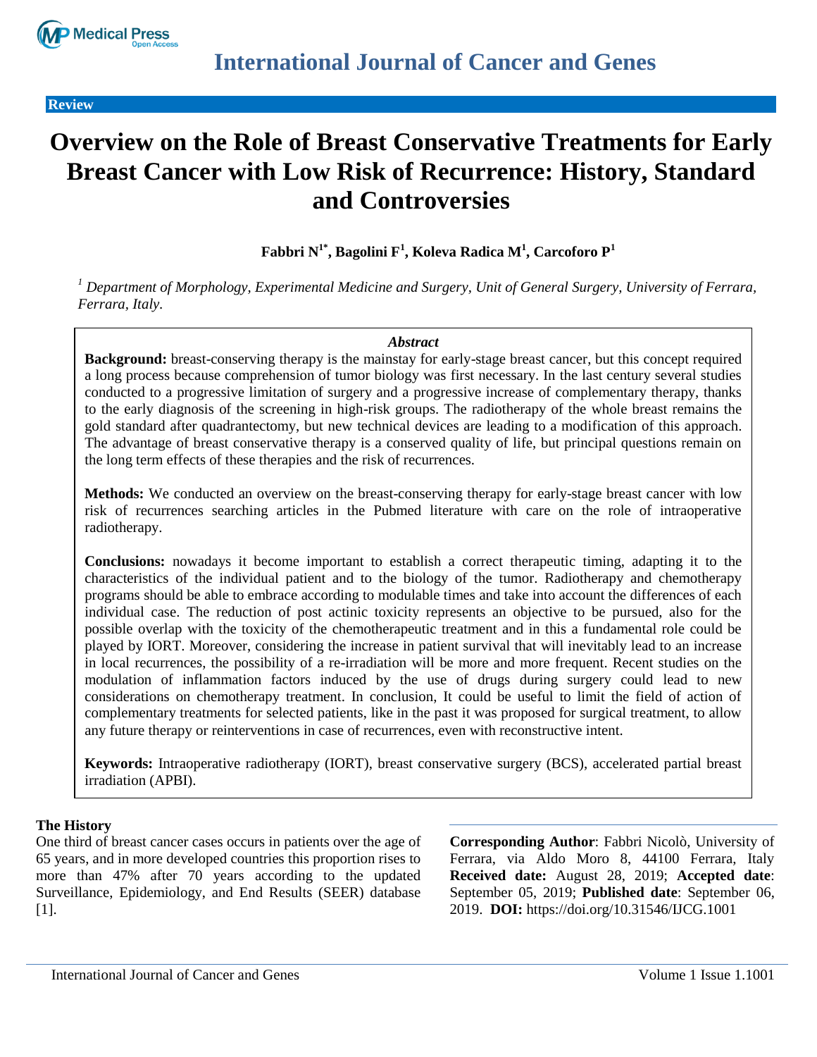**Review**

# Overview on the Role of Breast Conservative Treatments for Early Breast Cancer with Low Risk of Recurrence: History, Standard and Controversies

**Fabbri N[1*], Bagolini F[1], Koleva Radica M[1], Carcoforo P[1]**

*[1] Department of Morphology, Experimental Medicine and Surgery, Unit of General Surgery, University of Ferrara, Ferrara, Italy.*

### *Abstract*

**Background:** breast-conserving therapy is the mainstay for early-stage breast cancer, but this concept required a long process because comprehension of tumor biology was first necessary. In the last century several studies conducted to a progressive limitation of surgery and a progressive increase of complementary therapy, thanks to the early diagnosis of the screening in high-risk groups. The radiotherapy of the whole breast remains the gold standard after quadrantectomy, but new technical devices are leading to a modification of this approach. The advantage of breast conservative therapy is a conserved quality of life, but principal questions remain on the long term effects of these therapies and the risk of recurrences.

**Methods:** We conducted an overview on the breast-conserving therapy for early-stage breast cancer with low risk of recurrences searching articles in the Pubmed literature with care on the role of intraoperative radiotherapy.

**Conclusions:** nowadays it become important to establish a correct therapeutic timing, adapting it to the characteristics of the individual patient and to the biology of the tumor. Radiotherapy and chemotherapy programs should be able to embrace according to modulable times and take into account the differences of each individual case. The reduction of post actinic toxicity represents an objective to be pursued, also for the possible overlap with the toxicity of the chemotherapeutic treatment and in this a fundamental role could be played by IORT. Moreover, considering the increase in patient survival that will inevitably lead to an increase in local recurrences, the possibility of a re-irradiation will be more and more frequent. Recent studies on the modulation of inflammation factors induced by the use of drugs during surgery could lead to new considerations on chemotherapy treatment. In conclusion, It could be useful to limit the field of action of complementary treatments for selected patients, like in the past it was proposed for surgical treatment, to allow any future therapy or reinterventions in case of recurrences, even with reconstructive intent.

**Keywords:** Intraoperative radiotherapy (IORT), breast conservative surgery (BCS), accelerated partial breast irradiation (APBI).

## The History

One third of breast cancer cases occurs in patients over the age of 65 years, and in more developed countries this proportion rises to more than 47% after 70 years according to the updated Surveillance, Epidemiology, and End Results (SEER) database [1].

**Corresponding Author**: Fabbri Nicolò, University of Ferrara, via Aldo Moro 8, 44100 Ferrara, Italy **Received date:** August 28, 2019; **Accepted date**: September 05, 2019; **Published date**: September 06, 2019. **DOI:** https://doi.org/10.31546/IJCG.1001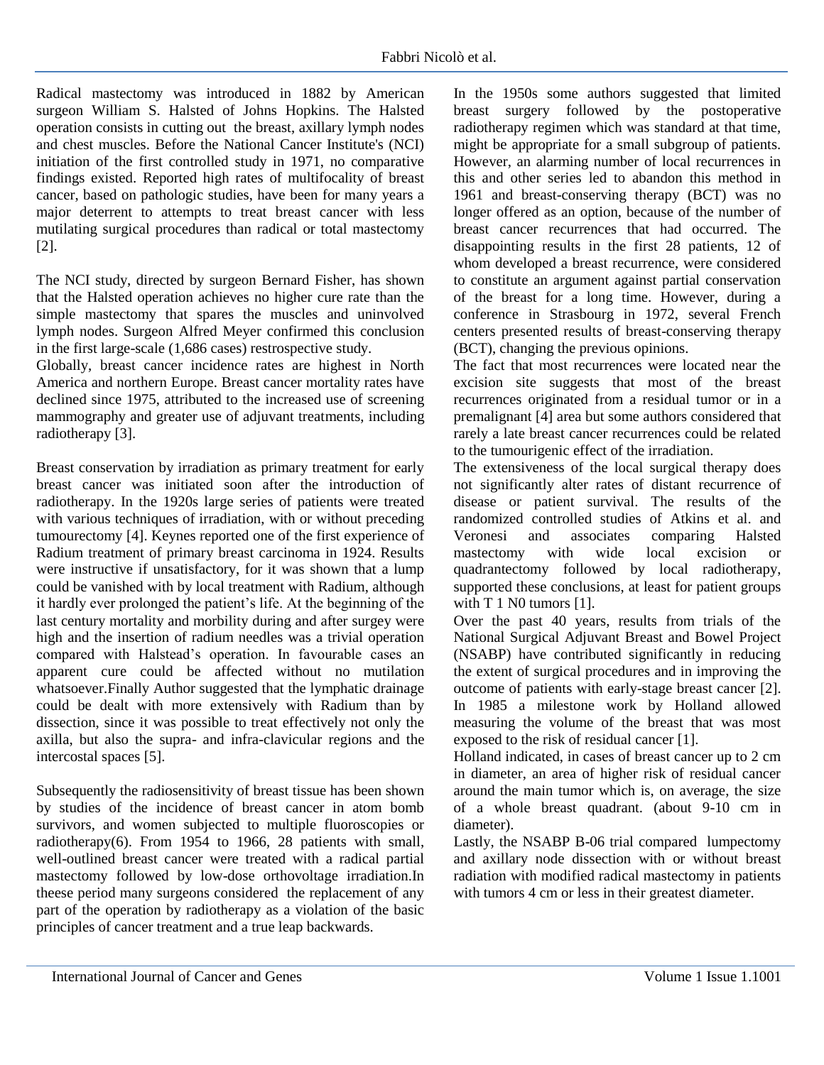Radical mastectomy was introduced in 1882 by American surgeon William S. Halsted of Johns Hopkins. The Halsted operation consists in cutting out the breast, axillary lymph nodes and chest muscles. Before the National Cancer Institute's (NCI) initiation of the first controlled study in 1971, no comparative findings existed. Reported high rates of multifocality of breast cancer, based on pathologic studies, have been for many years a major deterrent to attempts to treat breast cancer with less mutilating surgical procedures than radical or total mastectomy [2].

The NCI study, directed by surgeon Bernard Fisher, has shown that the Halsted operation achieves no higher cure rate than the simple mastectomy that spares the muscles and uninvolved lymph nodes. Surgeon Alfred Meyer confirmed this conclusion in the first large-scale (1,686 cases) restrospective study.

Globally, breast cancer incidence rates are highest in North America and northern Europe. Breast cancer mortality rates have declined since 1975, attributed to the increased use of screening mammography and greater use of adjuvant treatments, including radiotherapy [3].

Breast conservation by irradiation as primary treatment for early breast cancer was initiated soon after the introduction of radiotherapy. In the 1920s large series of patients were treated with various techniques of irradiation, with or without preceding tumourectomy [4]. Keynes reported one of the first experience of Radium treatment of primary breast carcinoma in 1924. Results were instructive if unsatisfactory, for it was shown that a lump could be vanished with by local treatment with Radium, although it hardly ever prolonged the patient's life. At the beginning of the last century mortality and morbidity during and after surgey were high and the insertion of radium needles was a trivial operation compared with Halstead's operation. In favourable cases an apparent cure could be affected without no mutilation whatsoever.Finally Author suggested that the lymphatic drainage could be dealt with more extensively with Radium than by dissection, since it was possible to treat effectively not only the axilla, but also the supra- and infra-clavicular regions and the intercostal spaces [5].

Subsequently the radiosensitivity of breast tissue has been shown by studies of the incidence of breast cancer in atom bomb survivors, and women subjected to multiple fluoroscopies or radiotherapy(6). From 1954 to 1966, 28 patients with small, well-outlined breast cancer were treated with a radical partial mastectomy followed by low-dose orthovoltage irradiation.In theese period many surgeons considered the replacement of any part of the operation by radiotherapy as a violation of the basic principles of cancer treatment and a true leap backwards.

In the 1950s some authors suggested that limited breast surgery followed by the postoperative radiotherapy regimen which was standard at that time, might be appropriate for a small subgroup of patients. However, an alarming number of local recurrences in this and other series led to abandon this method in 1961 and breast-conserving therapy (BCT) was no longer offered as an option, because of the number of breast cancer recurrences that had occurred. The disappointing results in the first 28 patients, 12 of whom developed a breast recurrence, were considered to constitute an argument against partial conservation of the breast for a long time. However, during a conference in Strasbourg in 1972, several French centers presented results of breast-conserving therapy (BCT), changing the previous opinions.

The fact that most recurrences were located near the excision site suggests that most of the breast recurrences originated from a residual tumor or in a premalignant [4] area but some authors considered that rarely a late breast cancer recurrences could be related to the tumourigenic effect of the irradiation.

The extensiveness of the local surgical therapy does not significantly alter rates of distant recurrence of disease or patient survival. The results of the randomized controlled studies of Atkins et al. and Veronesi and associates comparing Halsted mastectomy with wide local excision or quadrantectomy followed by local radiotherapy, supported these conclusions, at least for patient groups with T 1 N0 tumors [1].

Over the past 40 years, results from trials of the National Surgical Adjuvant Breast and Bowel Project (NSABP) have contributed significantly in reducing the extent of surgical procedures and in improving the outcome of patients with early-stage breast cancer [2].

In 1985 a milestone work by Holland allowed measuring the volume of the breast that was most exposed to the risk of residual cancer [1].

Holland indicated, in cases of breast cancer up to 2 cm in diameter, an area of higher risk of residual cancer around the main tumor which is, on average, the size of a whole breast quadrant. (about 9-10 cm in diameter).

Lastly, the NSABP B-06 trial compared lumpectomy and axillary node dissection with or without breast radiation with modified radical mastectomy in patients with tumors 4 cm or less in their greatest diameter.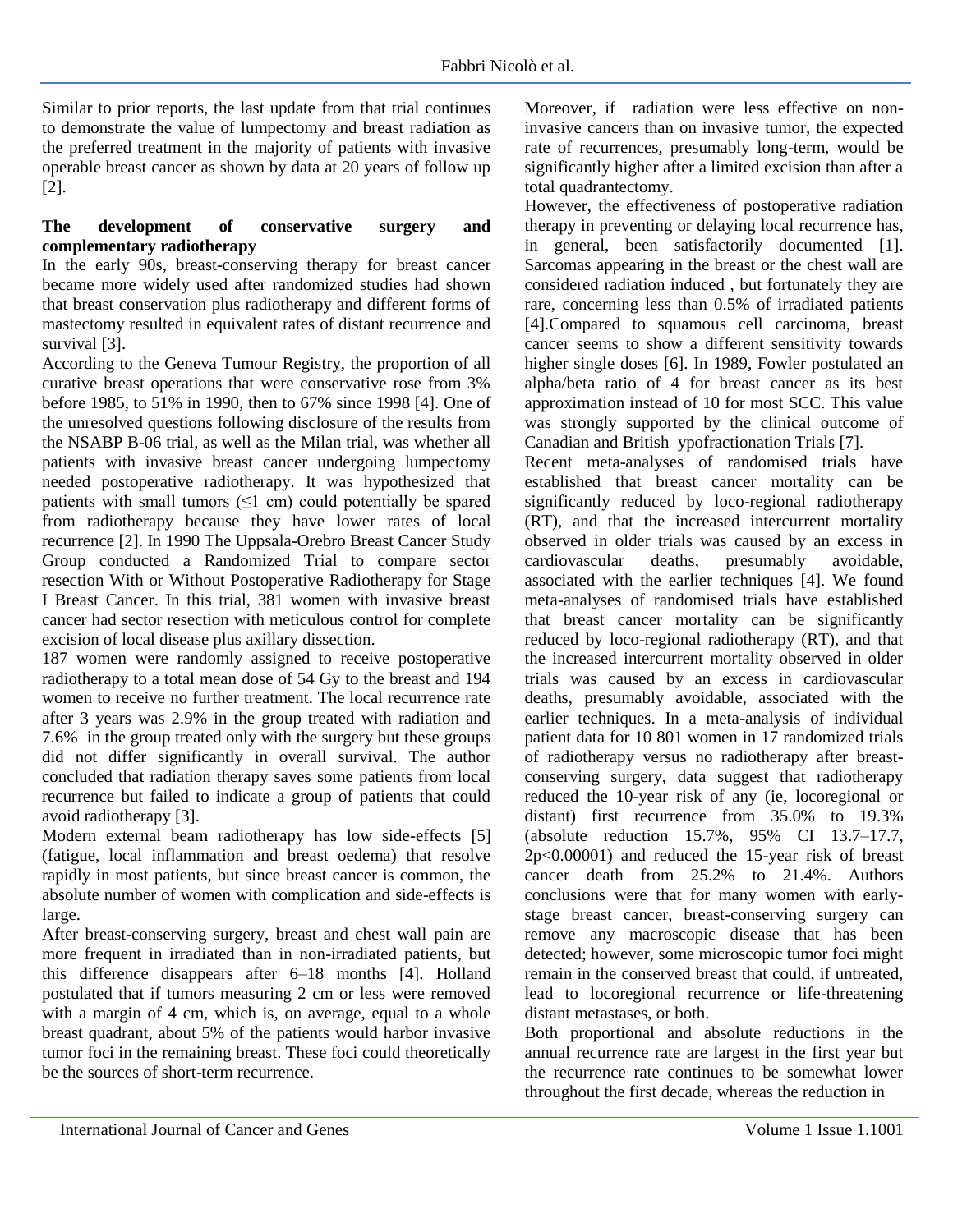Similar to prior reports, the last update from that trial continues to demonstrate the value of lumpectomy and breast radiation as the preferred treatment in the majority of patients with invasive operable breast cancer as shown by data at 20 years of follow up [2].

**The development of conservative surgery and complementary radiotherapy**

In the early 90s, breast-conserving therapy for breast cancer became more widely used after randomized studies had shown that breast conservation plus radiotherapy and different forms of mastectomy resulted in equivalent rates of distant recurrence and survival [3].

According to the Geneva Tumour Registry, the proportion of all curative breast operations that were conservative rose from 3% before 1985, to 51% in 1990, then to 67% since 1998 [4]. One of the unresolved questions following disclosure of the results from the NSABP B-06 trial, as well as the Milan trial, was whether all patients with invasive breast cancer undergoing lumpectomy needed postoperative radiotherapy. It was hypothesized that patients with small tumors (≤1 cm) could potentially be spared from radiotherapy because they have lower rates of local recurrence [2]. In 1990 The Uppsala-Orebro Breast Cancer Study Group conducted a Randomized Trial to compare sector resection With or Without Postoperative Radiotherapy for Stage I Breast Cancer. In this trial, 381 women with invasive breast cancer had sector resection with meticulous control for complete excision of local disease plus axillary dissection.

187 women were randomly assigned to receive postoperative radiotherapy to a total mean dose of 54 Gy to the breast and 194 women to receive no further treatment. The local recurrence rate after 3 years was 2.9% in the group treated with radiation and 7.6% in the group treated only with the surgery but these groups did not differ significantly in overall survival. The author concluded that radiation therapy saves some patients from local recurrence but failed to indicate a group of patients that could avoid radiotherapy [3].

Modern external beam radiotherapy has low side-effects [5] (fatigue, local inflammation and breast oedema) that resolve rapidly in most patients, but since breast cancer is common, the absolute number of women with complication and side-effects is large.

After breast-conserving surgery, breast and chest wall pain are more frequent in irradiated than in non-irradiated patients, but this difference disappears after 6–18 months [4]. Holland postulated that if tumors measuring 2 cm or less were removed with a margin of 4 cm, which is, on average, equal to a whole breast quadrant, about 5% of the patients would harbor invasive tumor foci in the remaining breast. These foci could theoretically be the sources of short-term recurrence.

Moreover, if radiation were less effective on non-invasive cancers than on invasive tumor, the expected rate of recurrences, presumably long-term, would be significantly higher after a limited excision than after a total quadrantectomy.

However, the effectiveness of postoperative radiation therapy in preventing or delaying local recurrence has, in general, been satisfactorily documented [1]. Sarcomas appearing in the breast or the chest wall are considered radiation induced , but fortunately they are rare, concerning less than 0.5% of irradiated patients [4].Compared to squamous cell carcinoma, breast cancer seems to show a different sensitivity towards higher single doses [6]. In 1989, Fowler postulated an alpha/beta ratio of 4 for breast cancer as its best approximation instead of 10 for most SCC. This value was strongly supported by the clinical outcome of Canadian and British ypofractionation Trials [7].

Recent meta-analyses of randomised trials have established that breast cancer mortality can be significantly reduced by loco-regional radiotherapy (RT), and that the increased intercurrent mortality observed in older trials was caused by an excess in cardiovascular deaths, presumably avoidable, associated with the earlier techniques [4]. We found meta-analyses of randomised trials have established that breast cancer mortality can be significantly reduced by loco-regional radiotherapy (RT), and that the increased intercurrent mortality observed in older trials was caused by an excess in cardiovascular deaths, presumably avoidable, associated with the earlier techniques. In a meta-analysis of individual patient data for 10 801 women in 17 randomized trials of radiotherapy versus no radiotherapy after breast-conserving surgery, data suggest that radiotherapy reduced the 10-year risk of any (ie, locoregional or distant) first recurrence from 35.0% to 19.3% (absolute reduction 15.7%, 95% CI 13.7–17.7, $2p<0.00001$) and reduced the 15-year risk of breast cancer death from 25.2% to 21.4%. Authors conclusions were that for many women with early-stage breast cancer, breast-conserving surgery can remove any macroscopic disease that has been detected; however, some microscopic tumor foci might remain in the conserved breast that could, if untreated, lead to locoregional recurrence or life-threatening distant metastases, or both.

Both proportional and absolute reductions in the annual recurrence rate are largest in the first year but the recurrence rate continues to be somewhat lower throughout the first decade, whereas the reduction in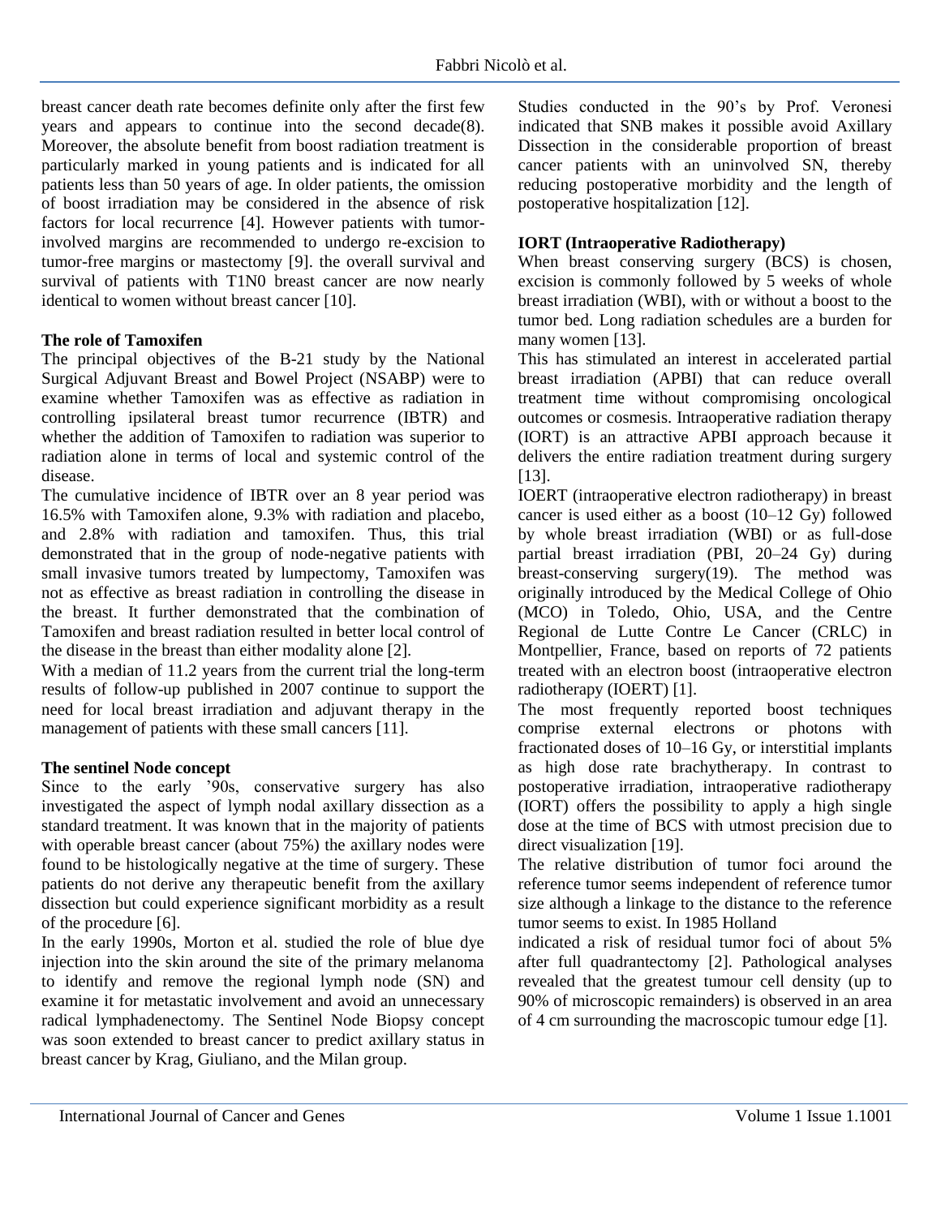breast cancer death rate becomes definite only after the first few years and appears to continue into the second decade(8). Moreover, the absolute benefit from boost radiation treatment is particularly marked in young patients and is indicated for all patients less than 50 years of age. In older patients, the omission of boost irradiation may be considered in the absence of risk factors for local recurrence [4]. However patients with tumor-involved margins are recommended to undergo re-excision to tumor-free margins or mastectomy [9]. the overall survival and survival of patients with T1N0 breast cancer are now nearly identical to women without breast cancer [10].

**The role of Tamoxifen**

The principal objectives of the B-21 study by the National Surgical Adjuvant Breast and Bowel Project (NSABP) were to examine whether Tamoxifen was as effective as radiation in controlling ipsilateral breast tumor recurrence (IBTR) and whether the addition of Tamoxifen to radiation was superior to radiation alone in terms of local and systemic control of the disease.

The cumulative incidence of IBTR over an 8 year period was 16.5% with Tamoxifen alone, 9.3% with radiation and placebo, and 2.8% with radiation and tamoxifen. Thus, this trial demonstrated that in the group of node-negative patients with small invasive tumors treated by lumpectomy, Tamoxifen was not as effective as breast radiation in controlling the disease in the breast. It further demonstrated that the combination of Tamoxifen and breast radiation resulted in better local control of the disease in the breast than either modality alone [2].

With a median of 11.2 years from the current trial the long-term results of follow-up published in 2007 continue to support the need for local breast irradiation and adjuvant therapy in the management of patients with these small cancers [11].

**The sentinel Node concept**

Since to the early '90s, conservative surgery has also investigated the aspect of lymph nodal axillary dissection as a standard treatment. It was known that in the majority of patients with operable breast cancer (about 75%) the axillary nodes were found to be histologically negative at the time of surgery. These patients do not derive any therapeutic benefit from the axillary dissection but could experience significant morbidity as a result of the procedure [6].

In the early 1990s, Morton et al. studied the role of blue dye injection into the skin around the site of the primary melanoma to identify and remove the regional lymph node (SN) and examine it for metastatic involvement and avoid an unnecessary radical lymphadenectomy. The Sentinel Node Biopsy concept was soon extended to breast cancer to predict axillary status in breast cancer by Krag, Giuliano, and the Milan group.

Studies conducted in the 90's by Prof. Veronesi indicated that SNB makes it possible avoid Axillary Dissection in the considerable proportion of breast cancer patients with an uninvolved SN, thereby reducing postoperative morbidity and the length of postoperative hospitalization [12].

**IORT (Intraoperative Radiotherapy)**

When breast conserving surgery (BCS) is chosen, excision is commonly followed by 5 weeks of whole breast irradiation (WBI), with or without a boost to the tumor bed. Long radiation schedules are a burden for many women [13].

This has stimulated an interest in accelerated partial breast irradiation (APBI) that can reduce overall treatment time without compromising oncological outcomes or cosmesis. Intraoperative radiation therapy (IORT) is an attractive APBI approach because it delivers the entire radiation treatment during surgery [13].

IOERT (intraoperative electron radiotherapy) in breast cancer is used either as a boost (10–12 Gy) followed by whole breast irradiation (WBI) or as full-dose partial breast irradiation (PBI, 20–24 Gy) during breast-conserving surgery(19). The method was originally introduced by the Medical College of Ohio (MCO) in Toledo, Ohio, USA, and the Centre Regional de Lutte Contre Le Cancer (CRLC) in Montpellier, France, based on reports of 72 patients treated with an electron boost (intraoperative electron radiotherapy (IOERT) [1].

The most frequently reported boost techniques comprise external electrons or photons with fractionated doses of 10–16 Gy, or interstitial implants as high dose rate brachytherapy. In contrast to postoperative irradiation, intraoperative radiotherapy (IORT) offers the possibility to apply a high single dose at the time of BCS with utmost precision due to direct visualization [19].

The relative distribution of tumor foci around the reference tumor seems independent of reference tumor size although a linkage to the distance to the reference tumor seems to exist. In 1985 Holland indicated a risk of residual tumor foci of about 5% after full quadrantectomy [2]. Pathological analyses revealed that the greatest tumour cell density (up to 90% of microscopic remainders) is observed in an area of 4 cm surrounding the macroscopic tumour edge [1].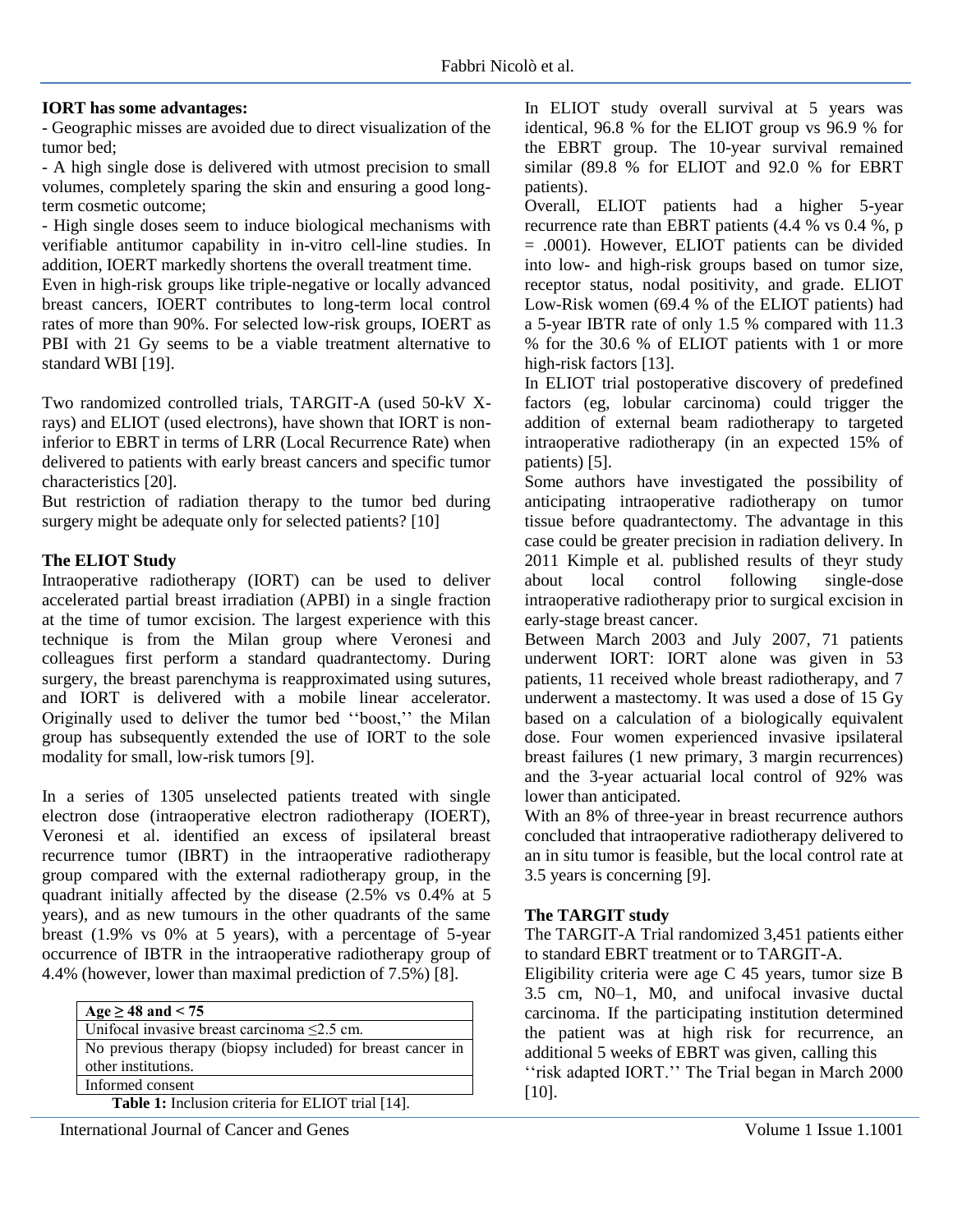**IORT has some advantages:**

- Geographic misses are avoided due to direct visualization of the tumor bed;
- A high single dose is delivered with utmost precision to small volumes, completely sparing the skin and ensuring a good long-term cosmetic outcome;
- High single doses seem to induce biological mechanisms with verifiable antitumor capability in in-vitro cell-line studies. In addition, IOERT markedly shortens the overall treatment time.

Even in high-risk groups like triple-negative or locally advanced breast cancers, IOERT contributes to long-term local control rates of more than 90%. For selected low-risk groups, IOERT as PBI with 21 Gy seems to be a viable treatment alternative to standard WBI [19].

Two randomized controlled trials, TARGIT-A (used 50-kV X-rays) and ELIOT (used electrons), have shown that IORT is non-inferior to EBRT in terms of LRR (Local Recurrence Rate) when delivered to patients with early breast cancers and specific tumor characteristics [20].

But restriction of radiation therapy to the tumor bed during surgery might be adequate only for selected patients? [10]

**The ELIOT Study**

Intraoperative radiotherapy (IORT) can be used to deliver accelerated partial breast irradiation (APBI) in a single fraction at the time of tumor excision. The largest experience with this technique is from the Milan group where Veronesi and colleagues first perform a standard quadrantectomy. During surgery, the breast parenchyma is reapproximated using sutures, and IORT is delivered with a mobile linear accelerator. Originally used to deliver the tumor bed ''boost,'' the Milan group has subsequently extended the use of IORT to the sole modality for small, low-risk tumors [9].

In a series of 1305 unselected patients treated with single electron dose (intraoperative electron radiotherapy (IOERT), Veronesi et al. identified an excess of ipsilateral breast recurrence tumor (IBRT) in the intraoperative radiotherapy group compared with the external radiotherapy group, in the quadrant initially affected by the disease (2.5% vs 0.4% at 5 years), and as new tumours in the other quadrants of the same breast (1.9% vs 0% at 5 years), with a percentage of 5-year occurrence of IBTR in the intraoperative radiotherapy group of 4.4% (however, lower than maximal prediction of 7.5%) [8].

| Age ≥ 48 and < 75 |
|---|
| Unifocal invasive breast carcinoma ≤2.5 cm. |
| No previous therapy (biopsy included) for breast cancer in other institutions. |
| Informed consent |

**Table 1:** Inclusion criteria for ELIOT trial [14].

In ELIOT study overall survival at 5 years was identical, 96.8 % for the ELIOT group vs 96.9 % for the EBRT group. The 10-year survival remained similar (89.8 % for ELIOT and 92.0 % for EBRT patients).

Overall, ELIOT patients had a higher 5-year recurrence rate than EBRT patients (4.4 % vs 0.4 %, p = .0001). However, ELIOT patients can be divided into low- and high-risk groups based on tumor size, receptor status, nodal positivity, and grade. ELIOT Low-Risk women (69.4 % of the ELIOT patients) had a 5-year IBTR rate of only 1.5 % compared with 11.3 % for the 30.6 % of ELIOT patients with 1 or more high-risk factors [13].

In ELIOT trial postoperative discovery of predefined factors (eg, lobular carcinoma) could trigger the addition of external beam radiotherapy to targeted intraoperative radiotherapy (in an expected 15% of patients) [5].

Some authors have investigated the possibility of anticipating intraoperative radiotherapy on tumor tissue before quadrantectomy. The advantage in this case could be greater precision in radiation delivery. In 2011 Kimple et al. published results of theyr study about local control following single-dose intraoperative radiotherapy prior to surgical excision in early-stage breast cancer.

Between March 2003 and July 2007, 71 patients underwent IORT: IORT alone was given in 53 patients, 11 received whole breast radiotherapy, and 7 underwent a mastectomy. It was used a dose of 15 Gy based on a calculation of a biologically equivalent dose. Four women experienced invasive ipsilateral breast failures (1 new primary, 3 margin recurrences) and the 3-year actuarial local control of 92% was lower than anticipated.

With an 8% of three-year in breast recurrence authors concluded that intraoperative radiotherapy delivered to an in situ tumor is feasible, but the local control rate at 3.5 years is concerning [9].

**The TARGIT study**

The TARGIT-A Trial randomized 3,451 patients either to standard EBRT treatment or to TARGIT-A.

Eligibility criteria were age C 45 years, tumor size B 3.5 cm, N0–1, M0, and unifocal invasive ductal carcinoma. If the participating institution determined the patient was at high risk for recurrence, an additional 5 weeks of EBRT was given, calling this ''risk adapted IORT.'' The Trial began in March 2000 [10].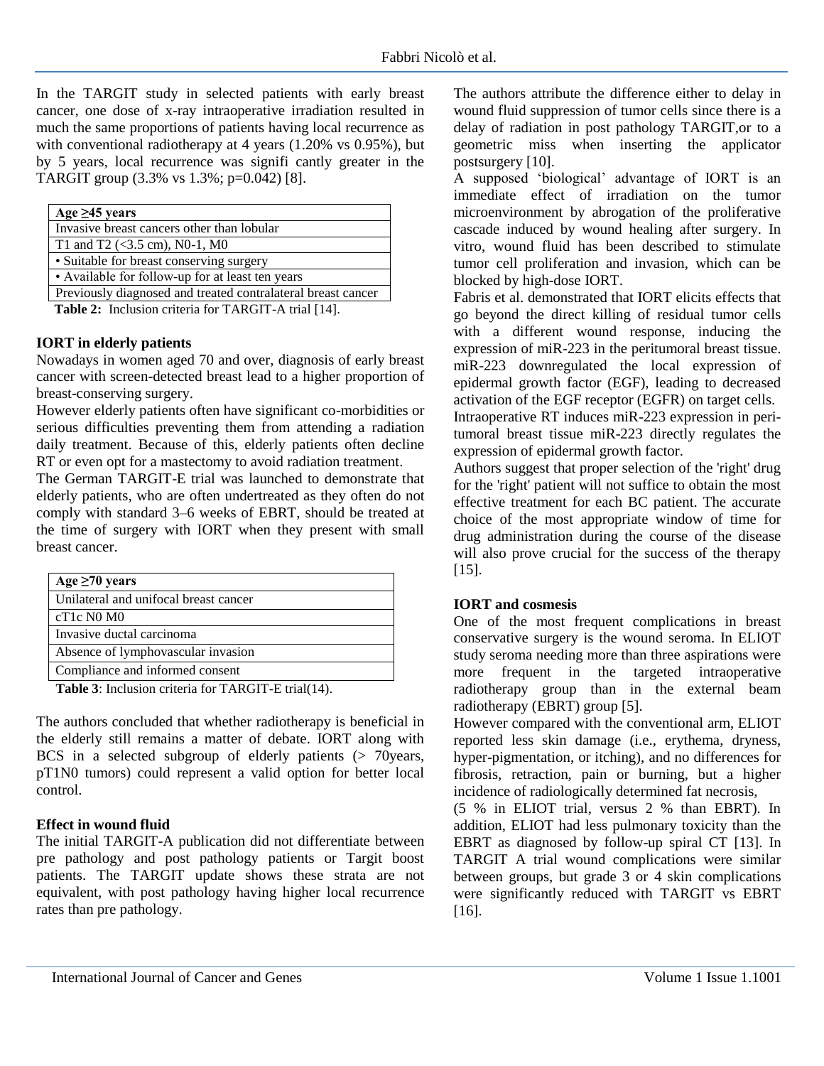In the TARGIT study in selected patients with early breast cancer, one dose of x-ray intraoperative irradiation resulted in much the same proportions of patients having local recurrence as with conventional radiotherapy at 4 years (1.20% vs 0.95%), but by 5 years, local recurrence was signifi cantly greater in the TARGIT group (3.3% vs 1.3%; p=0.042) [8].

| Age ≥45 years |
|---|
| Invasive breast cancers other than lobular |
| T1 and T2 (<3.5 cm), N0-1, M0 |
| • Suitable for breast conserving surgery |
| • Available for follow-up for at least ten years |
| Previously diagnosed and treated contralateral breast cancer |

**Table 2:** Inclusion criteria for TARGIT-A trial [14].

**IORT in elderly patients**

Nowadays in women aged 70 and over, diagnosis of early breast cancer with screen-detected breast lead to a higher proportion of breast-conserving surgery.

However elderly patients often have significant co-morbidities or serious difficulties preventing them from attending a radiation daily treatment. Because of this, elderly patients often decline RT or even opt for a mastectomy to avoid radiation treatment.

The German TARGIT-E trial was launched to demonstrate that elderly patients, who are often undertreated as they often do not comply with standard 3–6 weeks of EBRT, should be treated at the time of surgery with IORT when they present with small breast cancer.

| Age ≥70 years |
|---|
| Unilateral and unifocal breast cancer |
| cT1c N0 M0 |
| Invasive ductal carcinoma |
| Absence of lymphovascular invasion |
| Compliance and informed consent |

**Table 3**: Inclusion criteria for TARGIT-E trial(14).

The authors concluded that whether radiotherapy is beneficial in the elderly still remains a matter of debate. IORT along with BCS in a selected subgroup of elderly patients (> 70years, pT1N0 tumors) could represent a valid option for better local control.

**Effect in wound fluid**

The initial TARGIT-A publication did not differentiate between pre pathology and post pathology patients or Targit boost patients. The TARGIT update shows these strata are not equivalent, with post pathology having higher local recurrence rates than pre pathology.

The authors attribute the difference either to delay in wound fluid suppression of tumor cells since there is a delay of radiation in post pathology TARGIT,or to a geometric miss when inserting the applicator postsurgery [10].

A supposed 'biological' advantage of IORT is an immediate effect of irradiation on the tumor microenvironment by abrogation of the proliferative cascade induced by wound healing after surgery. In vitro, wound fluid has been described to stimulate tumor cell proliferation and invasion, which can be blocked by high-dose IORT.

Fabris et al. demonstrated that IORT elicits effects that go beyond the direct killing of residual tumor cells with a different wound response, inducing the expression of miR-223 in the peritumoral breast tissue. miR-223 downregulated the local expression of epidermal growth factor (EGF), leading to decreased activation of the EGF receptor (EGFR) on target cells.

Intraoperative RT induces miR-223 expression in peri-tumoral breast tissue miR-223 directly regulates the expression of epidermal growth factor.

Authors suggest that proper selection of the 'right' drug for the 'right' patient will not suffice to obtain the most effective treatment for each BC patient. The accurate choice of the most appropriate window of time for drug administration during the course of the disease will also prove crucial for the success of the therapy [15].

**IORT and cosmesis**

One of the most frequent complications in breast conservative surgery is the wound seroma. In ELIOT study seroma needing more than three aspirations were more frequent in the targeted intraoperative radiotherapy group than in the external beam radiotherapy (EBRT) group [5].

However compared with the conventional arm, ELIOT reported less skin damage (i.e., erythema, dryness, hyper-pigmentation, or itching), and no differences for fibrosis, retraction, pain or burning, but a higher incidence of radiologically determined fat necrosis,

(5 % in ELIOT trial, versus 2 % than EBRT). In addition, ELIOT had less pulmonary toxicity than the EBRT as diagnosed by follow-up spiral CT [13]. In TARGIT A trial wound complications were similar between groups, but grade 3 or 4 skin complications were significantly reduced with TARGIT vs EBRT [16].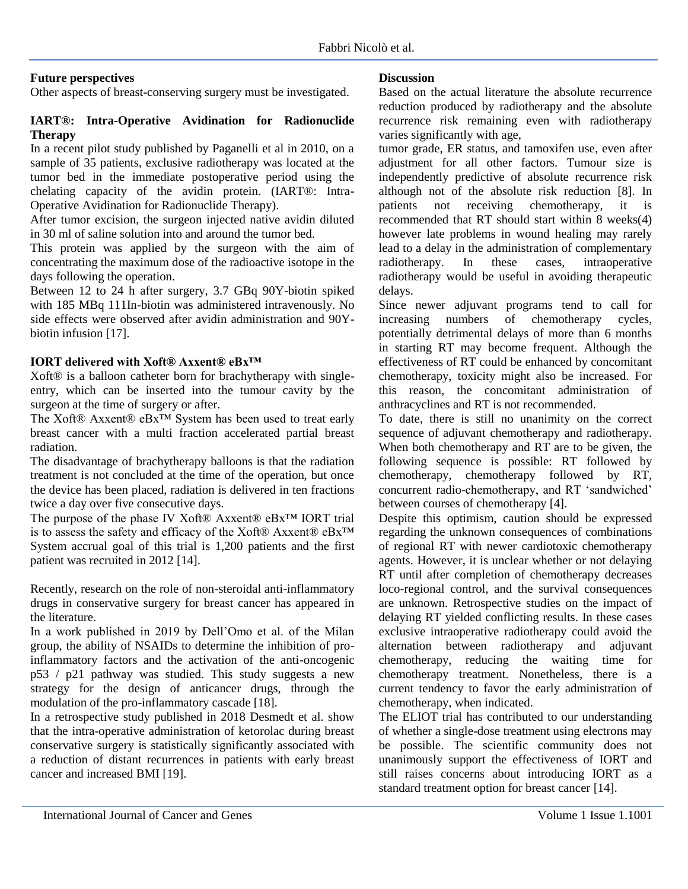## Future perspectives

Other aspects of breast-conserving surgery must be investigated.

### IART®: Intra-Operative Avidination for Radionuclide Therapy

In a recent pilot study published by Paganelli et al in 2010, on a sample of 35 patients, exclusive radiotherapy was located at the tumor bed in the immediate postoperative period using the chelating capacity of the avidin protein. (IART®: Intra-Operative Avidination for Radionuclide Therapy).

After tumor excision, the surgeon injected native avidin diluted in 30 ml of saline solution into and around the tumor bed.

This protein was applied by the surgeon with the aim of concentrating the maximum dose of the radioactive isotope in the days following the operation.

Between 12 to 24 h after surgery, 3.7 GBq 90Y-biotin spiked with 185 MBq 111In-biotin was administered intravenously. No side effects were observed after avidin administration and 90Y-biotin infusion [17].

### IORT delivered with Xoft® Axxent® eBx™

Xoft® is a balloon catheter born for brachytherapy with single-entry, which can be inserted into the tumour cavity by the surgeon at the time of surgery or after.

The Xoft® Axxent® eBx™ System has been used to treat early breast cancer with a multi fraction accelerated partial breast radiation.

The disadvantage of brachytherapy balloons is that the radiation treatment is not concluded at the time of the operation, but once the device has been placed, radiation is delivered in ten fractions twice a day over five consecutive days.

The purpose of the phase IV Xoft® Axxent® eBx™ IORT trial is to assess the safety and efficacy of the Xoft® Axxent® eBx™ System accrual goal of this trial is 1,200 patients and the first patient was recruited in 2012 [14].

Recently, research on the role of non-steroidal anti-inflammatory drugs in conservative surgery for breast cancer has appeared in the literature.

In a work published in 2019 by Dell'Omo et al. of the Milan group, the ability of NSAIDs to determine the inhibition of pro-inflammatory factors and the activation of the anti-oncogenic p53 / p21 pathway was studied. This study suggests a new strategy for the design of anticancer drugs, through the modulation of the pro-inflammatory cascade [18].

In a retrospective study published in 2018 Desmedt et al. show that the intra-operative administration of ketorolac during breast conservative surgery is statistically significantly associated with a reduction of distant recurrences in patients with early breast cancer and increased BMI [19].

## Discussion

Based on the actual literature the absolute recurrence reduction produced by radiotherapy and the absolute recurrence risk remaining even with radiotherapy varies significantly with age, tumor grade, ER status, and tamoxifen use, even after adjustment for all other factors. Tumour size is independently predictive of absolute recurrence risk although not of the absolute risk reduction [8]. In patients not receiving chemotherapy, it is recommended that RT should start within 8 weeks(4) however late problems in wound healing may rarely lead to a delay in the administration of complementary radiotherapy. In these cases, intraoperative radiotherapy would be useful in avoiding therapeutic delays.

Since newer adjuvant programs tend to call for increasing numbers of chemotherapy cycles, potentially detrimental delays of more than 6 months in starting RT may become frequent. Although the effectiveness of RT could be enhanced by concomitant chemotherapy, toxicity might also be increased. For this reason, the concomitant administration of anthracyclines and RT is not recommended.

To date, there is still no unanimity on the correct sequence of adjuvant chemotherapy and radiotherapy. When both chemotherapy and RT are to be given, the following sequence is possible: RT followed by chemotherapy, chemotherapy followed by RT, concurrent radio-chemotherapy, and RT 'sandwiched' between courses of chemotherapy [4].

Despite this optimism, caution should be expressed regarding the unknown consequences of combinations of regional RT with newer cardiotoxic chemotherapy agents. However, it is unclear whether or not delaying RT until after completion of chemotherapy decreases loco-regional control, and the survival consequences are unknown. Retrospective studies on the impact of delaying RT yielded conflicting results. In these cases exclusive intraoperative radiotherapy could avoid the alternation between radiotherapy and adjuvant chemotherapy, reducing the waiting time for chemotherapy treatment. Nonetheless, there is a current tendency to favor the early administration of chemotherapy, when indicated.

The ELIOT trial has contributed to our understanding of whether a single-dose treatment using electrons may be possible. The scientific community does not unanimously support the effectiveness of IORT and still raises concerns about introducing IORT as a standard treatment option for breast cancer [14].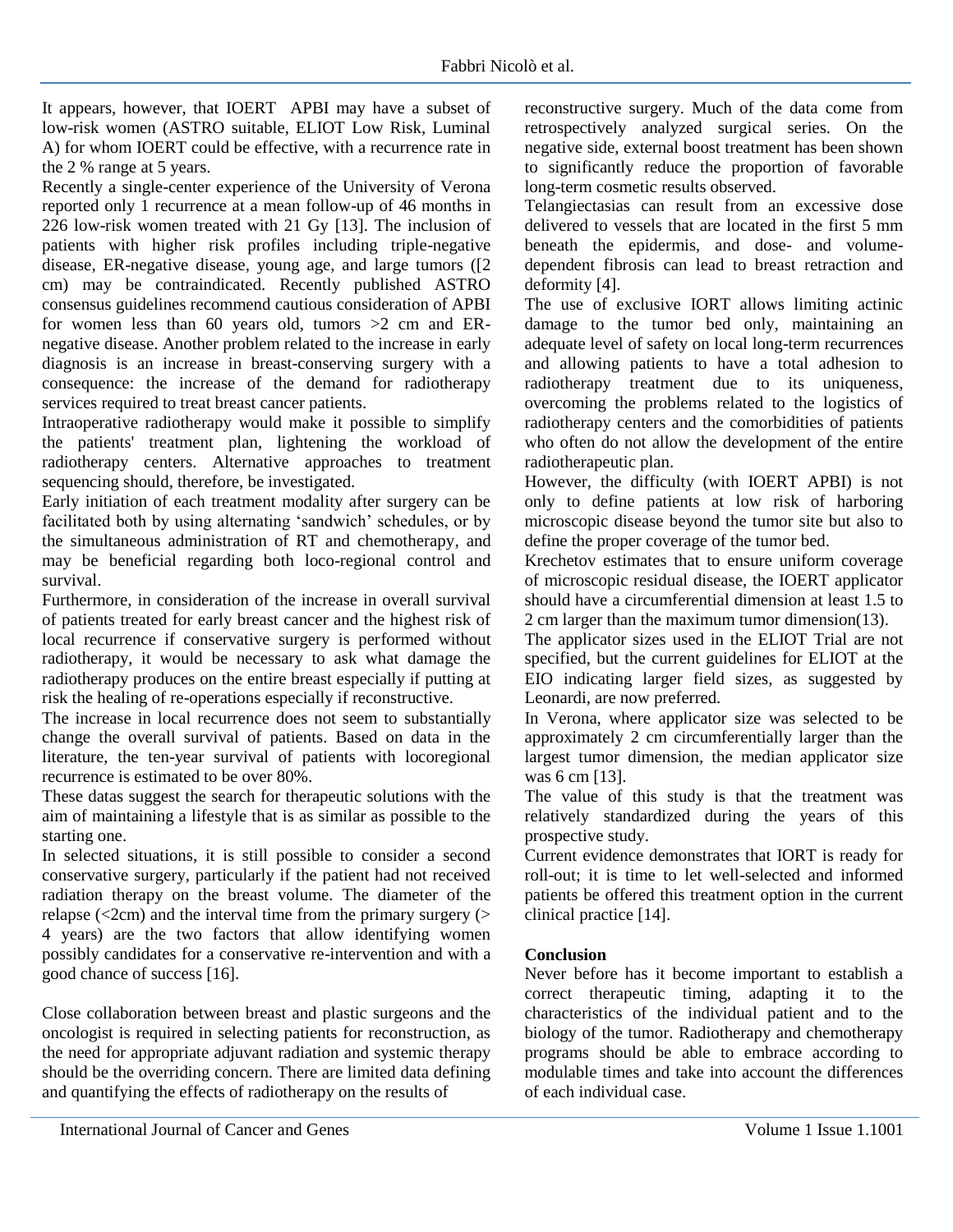It appears, however, that IOERT APBI may have a subset of low-risk women (ASTRO suitable, ELIOT Low Risk, Luminal A) for whom IOERT could be effective, with a recurrence rate in the 2 % range at 5 years.

Recently a single-center experience of the University of Verona reported only 1 recurrence at a mean follow-up of 46 months in 226 low-risk women treated with 21 Gy [13]. The inclusion of patients with higher risk profiles including triple-negative disease, ER-negative disease, young age, and large tumors ([2 cm) may be contraindicated. Recently published ASTRO consensus guidelines recommend cautious consideration of APBI for women less than 60 years old, tumors >2 cm and ER-negative disease. Another problem related to the increase in early diagnosis is an increase in breast-conserving surgery with a consequence: the increase of the demand for radiotherapy services required to treat breast cancer patients.

Intraoperative radiotherapy would make it possible to simplify the patients' treatment plan, lightening the workload of radiotherapy centers. Alternative approaches to treatment sequencing should, therefore, be investigated.

Early initiation of each treatment modality after surgery can be facilitated both by using alternating 'sandwich' schedules, or by the simultaneous administration of RT and chemotherapy, and may be beneficial regarding both loco-regional control and survival.

Furthermore, in consideration of the increase in overall survival of patients treated for early breast cancer and the highest risk of local recurrence if conservative surgery is performed without radiotherapy, it would be necessary to ask what damage the radiotherapy produces on the entire breast especially if putting at risk the healing of re-operations especially if reconstructive.

The increase in local recurrence does not seem to substantially change the overall survival of patients. Based on data in the literature, the ten-year survival of patients with locoregional recurrence is estimated to be over 80%.

These datas suggest the search for therapeutic solutions with the aim of maintaining a lifestyle that is as similar as possible to the starting one.

In selected situations, it is still possible to consider a second conservative surgery, particularly if the patient had not received radiation therapy on the breast volume. The diameter of the relapse (<2cm) and the interval time from the primary surgery (> 4 years) are the two factors that allow identifying women possibly candidates for a conservative re-intervention and with a good chance of success [16].

Close collaboration between breast and plastic surgeons and the oncologist is required in selecting patients for reconstruction, as the need for appropriate adjuvant radiation and systemic therapy should be the overriding concern. There are limited data defining and quantifying the effects of radiotherapy on the results of reconstructive surgery. Much of the data come from retrospectively analyzed surgical series. On the negative side, external boost treatment has been shown to significantly reduce the proportion of favorable long-term cosmetic results observed.

Telangiectasias can result from an excessive dose delivered to vessels that are located in the first 5 mm beneath the epidermis, and dose- and volume-dependent fibrosis can lead to breast retraction and deformity [4].

The use of exclusive IORT allows limiting actinic damage to the tumor bed only, maintaining an adequate level of safety on local long-term recurrences and allowing patients to have a total adhesion to radiotherapy treatment due to its uniqueness, overcoming the problems related to the logistics of radiotherapy centers and the comorbidities of patients who often do not allow the development of the entire radiotherapeutic plan.

However, the difficulty (with IOERT APBI) is not only to define patients at low risk of harboring microscopic disease beyond the tumor site but also to define the proper coverage of the tumor bed.

Krechetov estimates that to ensure uniform coverage of microscopic residual disease, the IOERT applicator should have a circumferential dimension at least 1.5 to 2 cm larger than the maximum tumor dimension(13).

The applicator sizes used in the ELIOT Trial are not specified, but the current guidelines for ELIOT at the EIO indicating larger field sizes, as suggested by Leonardi, are now preferred.

In Verona, where applicator size was selected to be approximately 2 cm circumferentially larger than the largest tumor dimension, the median applicator size was 6 cm [13].

The value of this study is that the treatment was relatively standardized during the years of this prospective study.

Current evidence demonstrates that IORT is ready for roll-out; it is time to let well-selected and informed patients be offered this treatment option in the current clinical practice [14].

## Conclusion

Never before has it become important to establish a correct therapeutic timing, adapting it to the characteristics of the individual patient and to the biology of the tumor. Radiotherapy and chemotherapy programs should be able to embrace according to modulable times and take into account the differences of each individual case.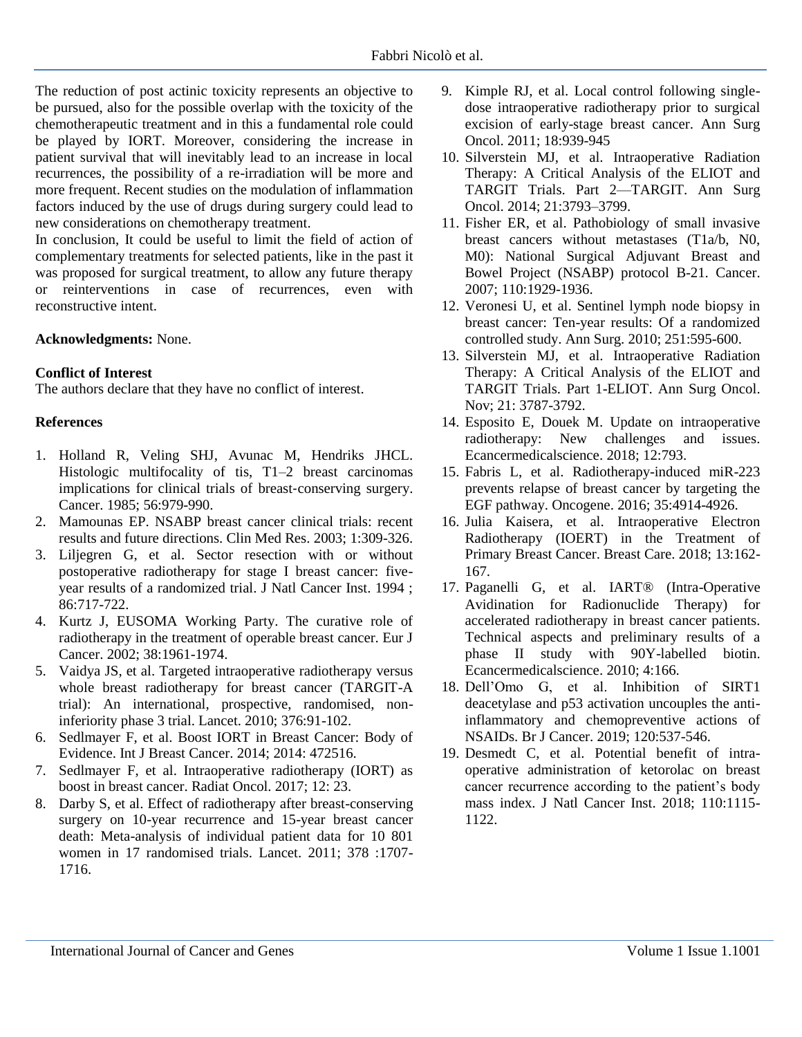The reduction of post actinic toxicity represents an objective to be pursued, also for the possible overlap with the toxicity of the chemotherapeutic treatment and in this a fundamental role could be played by IORT. Moreover, considering the increase in patient survival that will inevitably lead to an increase in local recurrences, the possibility of a re-irradiation will be more and more frequent. Recent studies on the modulation of inflammation factors induced by the use of drugs during surgery could lead to new considerations on chemotherapy treatment.

In conclusion, It could be useful to limit the field of action of complementary treatments for selected patients, like in the past it was proposed for surgical treatment, to allow any future therapy or reinterventions in case of recurrences, even with reconstructive intent.

**Acknowledgments:** None.

**Conflict of Interest**

The authors declare that they have no conflict of interest.

**References**

1. Holland R, Veling SHJ, Avunac M, Hendriks JHCL. Histologic multifocality of tis, T1–2 breast carcinomas implications for clinical trials of breast-conserving surgery. Cancer. 1985; 56:979-990.
2. Mamounas EP. NSABP breast cancer clinical trials: recent results and future directions. Clin Med Res. 2003; 1:309-326.
3. Liljegren G, et al. Sector resection with or without postoperative radiotherapy for stage I breast cancer: five-year results of a randomized trial. J Natl Cancer Inst. 1994 ; 86:717-722.
4. Kurtz J, EUSOMA Working Party. The curative role of radiotherapy in the treatment of operable breast cancer. Eur J Cancer. 2002; 38:1961-1974.
5. Vaidya JS, et al. Targeted intraoperative radiotherapy versus whole breast radiotherapy for breast cancer (TARGIT-A trial): An international, prospective, randomised, non-inferiority phase 3 trial. Lancet. 2010; 376:91-102.
6. Sedlmayer F, et al. Boost IORT in Breast Cancer: Body of Evidence. Int J Breast Cancer. 2014; 2014: 472516.
7. Sedlmayer F, et al. Intraoperative radiotherapy (IORT) as boost in breast cancer. Radiat Oncol. 2017; 12: 23.
8. Darby S, et al. Effect of radiotherapy after breast-conserving surgery on 10-year recurrence and 15-year breast cancer death: Meta-analysis of individual patient data for 10 801 women in 17 randomised trials. Lancet. 2011; 378 :1707-1716.
9. Kimple RJ, et al. Local control following single-dose intraoperative radiotherapy prior to surgical excision of early-stage breast cancer. Ann Surg Oncol. 2011; 18:939-945
10. Silverstein MJ, et al. Intraoperative Radiation Therapy: A Critical Analysis of the ELIOT and TARGIT Trials. Part 2—TARGIT. Ann Surg Oncol. 2014; 21:3793–3799.
11. Fisher ER, et al. Pathobiology of small invasive breast cancers without metastases (T1a/b, N0, M0): National Surgical Adjuvant Breast and Bowel Project (NSABP) protocol B-21. Cancer. 2007; 110:1929-1936.
12. Veronesi U, et al. Sentinel lymph node biopsy in breast cancer: Ten-year results: Of a randomized controlled study. Ann Surg. 2010; 251:595-600.
13. Silverstein MJ, et al. Intraoperative Radiation Therapy: A Critical Analysis of the ELIOT and TARGIT Trials. Part 1-ELIOT. Ann Surg Oncol. Nov; 21: 3787-3792.
14. Esposito E, Douek M. Update on intraoperative radiotherapy: New challenges and issues. Ecancermedicalscience. 2018; 12:793.
15. Fabris L, et al. Radiotherapy-induced miR-223 prevents relapse of breast cancer by targeting the EGF pathway. Oncogene. 2016; 35:4914-4926.
16. Julia Kaisera, et al. Intraoperative Electron Radiotherapy (IOERT) in the Treatment of Primary Breast Cancer. Breast Care. 2018; 13:162-167.
17. Paganelli G, et al. IART® (Intra-Operative Avidination for Radionuclide Therapy) for accelerated radiotherapy in breast cancer patients. Technical aspects and preliminary results of a phase II study with 90Y-labelled biotin. Ecancermedicalscience. 2010; 4:166.
18. Dell'Omo G, et al. Inhibition of SIRT1 deacetylase and p53 activation uncouples the anti-inflammatory and chemopreventive actions of NSAIDs. Br J Cancer. 2019; 120:537-546.
19. Desmedt C, et al. Potential benefit of intra-operative administration of ketorolac on breast cancer recurrence according to the patient's body mass index. J Natl Cancer Inst. 2018; 110:1115-1122.